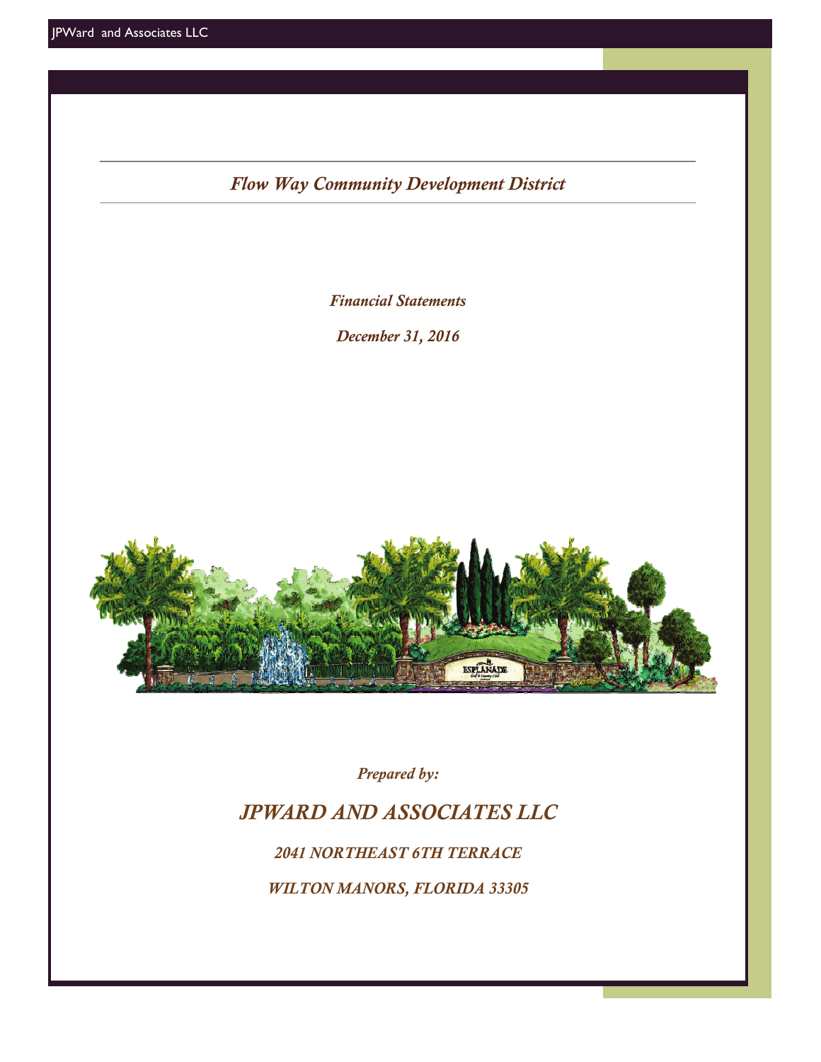# *Flow Way Community Development District*

*Financial Statements*

*December 31, 2016*

*Prepared by:*

## *JPWARD AND ASSOCIATES LLC*

*2041 NORTHEAST 6TH TERRACE*

*WILTON MANORS, FLORIDA 33305*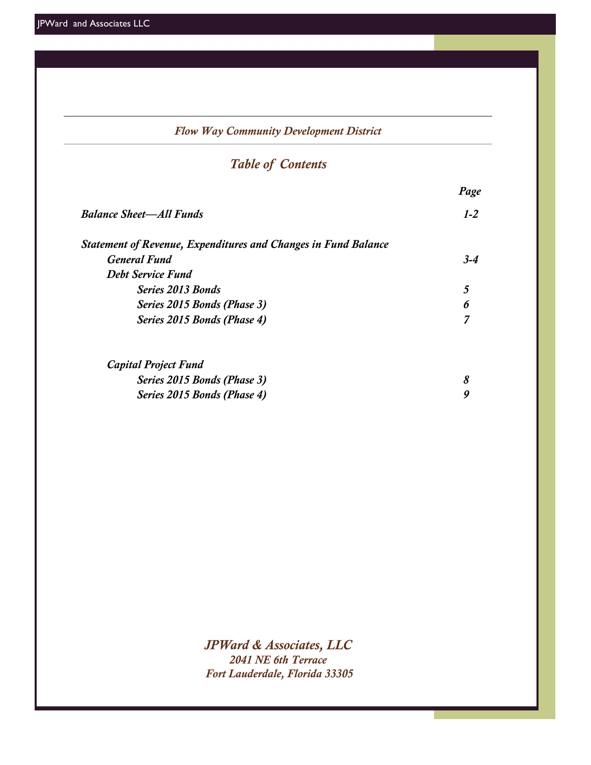*Flow Way Community Development District*

## *Table of Contents*

| | Page |
|---|---|
| ***Balance Sheet—All Funds*** | ***1-2*** |
| ***Statement of Revenue, Expenditures and Changes in Fund Balance*** | |
| ***General Fund*** | ***3-4*** |
| ***Debt Service Fund*** | |
| ***Series 2013 Bonds*** | ***5*** |
| ***Series 2015 Bonds (Phase 3)*** | ***6*** |
| ***Series 2015 Bonds (Phase 4)*** | ***7*** |
| ***Capital Project Fund*** | |
| ***Series 2015 Bonds (Phase 3)*** | ***8*** |
| ***Series 2015 Bonds (Phase 4)*** | ***9*** |

*JPWard & Associates, LLC*
*2041 NE 6th Terrace*
*Fort Lauderdale, Florida 33305*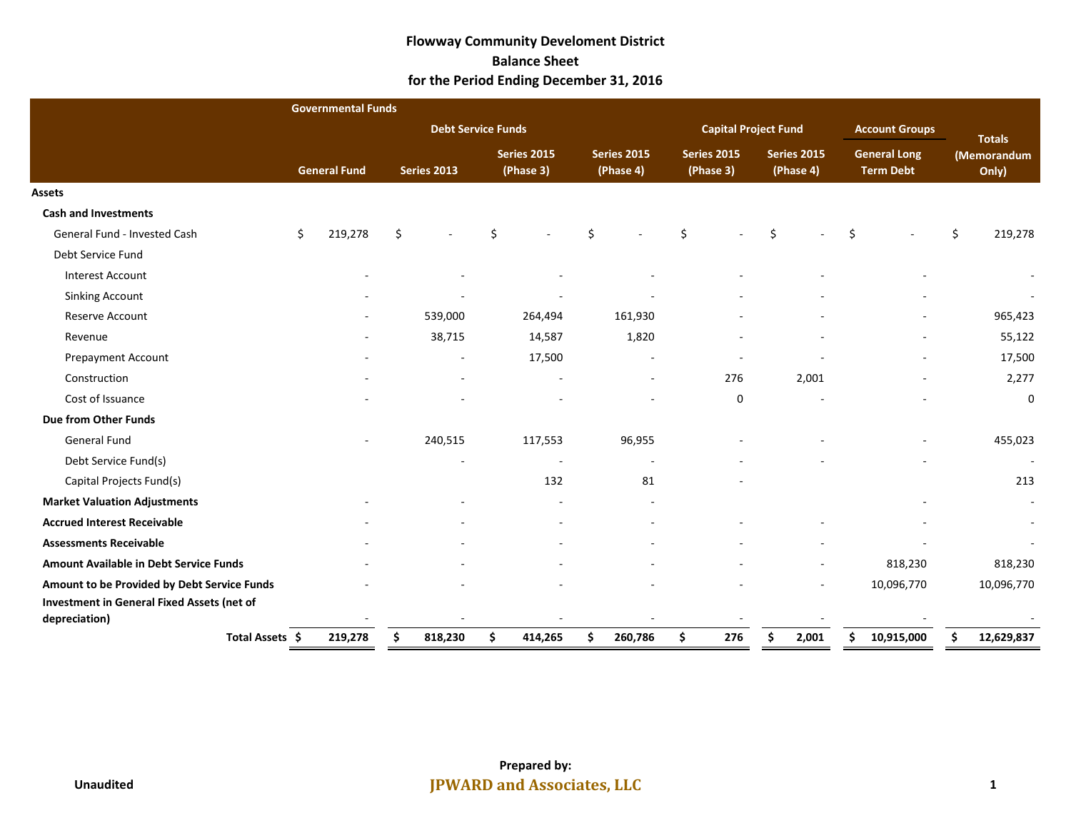# Flowway Community Develoment District
## Balance Sheet
### for the Period Ending December 31, 2016

| | Governmental Funds | | | | | | Account Groups | |
|---|---|---|---|---|---|---|---|---|
| | | Debt Service Funds | | | Capital Project Fund | | | Totals |
| | General Fund | Series 2013 | Series 2015 (Phase 3) | Series 2015 (Phase 4) | Series 2015 (Phase 3) | Series 2015 (Phase 4) | General Long Term Debt | (Memorandum Only) |
| **Assets** | | | | | | | | |
| **Cash and Investments** | | | | | | | | |
| General Fund - Invested Cash | $ 219,278 | $ - | $ - | $ - | $ - | $ - | $ - | $ 219,278 |
| Debt Service Fund | | | | | | | | |
| Interest Account | - | - | - | - | - | - | - | - |
| Sinking Account | - | - | - | - | - | - | - | - |
| Reserve Account | - | 539,000 | 264,494 | 161,930 | - | - | - | 965,423 |
| Revenue | - | 38,715 | 14,587 | 1,820 | - | - | - | 55,122 |
| Prepayment Account | - | - | 17,500 | - | - | - | - | 17,500 |
| Construction | - | - | - | - | 276 | 2,001 | - | 2,277 |
| Cost of Issuance | - | - | - | - | 0 | - | - | 0 |
| **Due from Other Funds** | | | | | | | | |
| General Fund | - | 240,515 | 117,553 | 96,955 | - | - | - | 455,023 |
| Debt Service Fund(s) | | - | - | - | - | - | - | - |
| Capital Projects Fund(s) | | | 132 | 81 | - | | | 213 |
| **Market Valuation Adjustments** | - | - | - | - | | | - | - |
| **Accrued Interest Receivable** | - | - | - | - | - | - | - | - |
| **Assessments Receivable** | - | - | - | - | - | - | - | - |
| **Amount Available in Debt Service Funds** | - | - | - | - | - | - | 818,230 | 818,230 |
| **Amount to be Provided by Debt Service Funds** | - | - | - | - | - | - | 10,096,770 | 10,096,770 |
| **Investment in General Fixed Assets (net of depreciation)** | - | - | - | - | - | - | - | - |
| **Total Assets** | **$ 219,278** | **$ 818,230** | **$ 414,265** | **$ 260,786** | **$ 276** | **$ 2,001** | **$ 10,915,000** | **$ 12,629,837** |

**Unaudited**

**Prepared by:**
**JPWARD and Associates, LLC**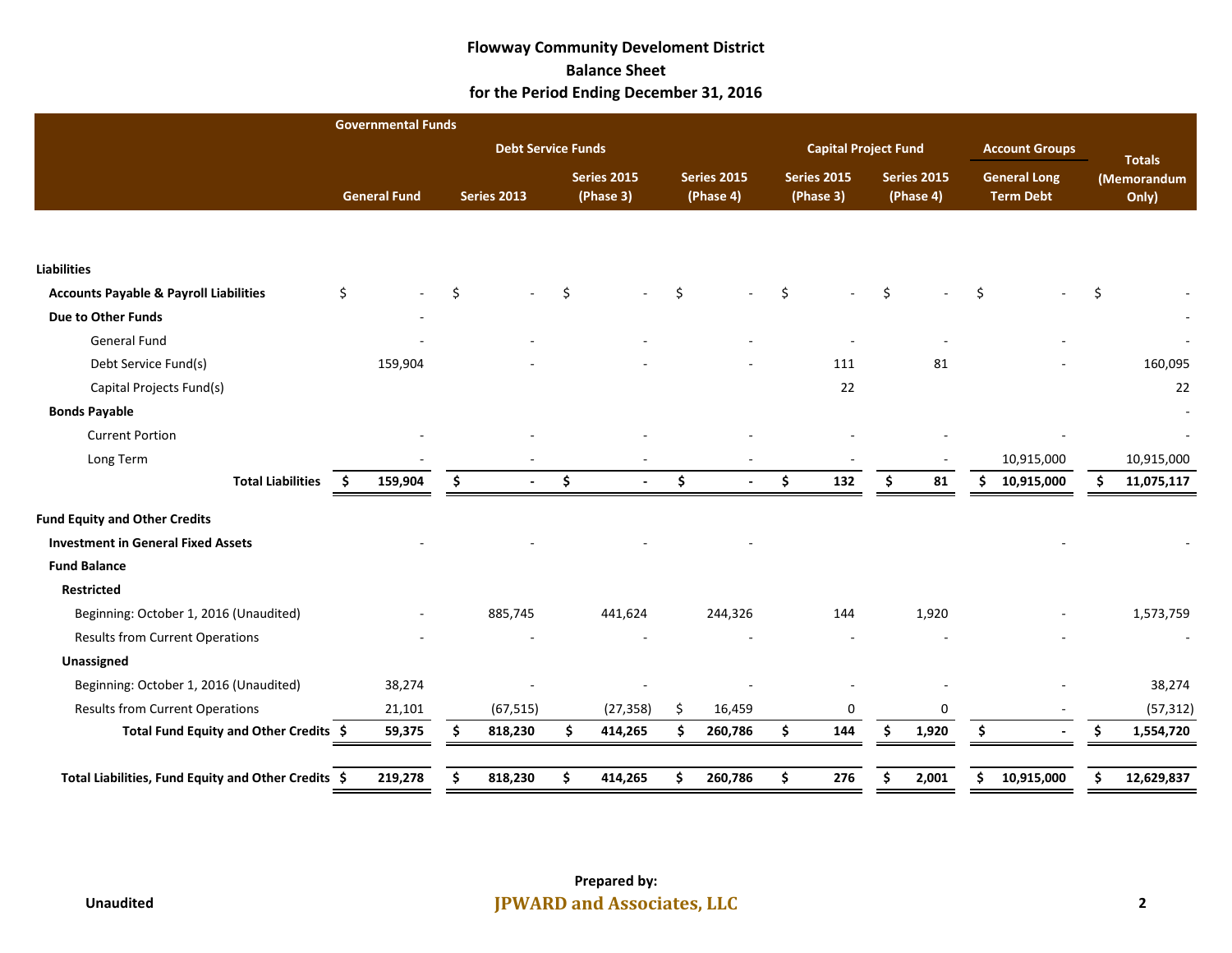# Flowway Community Develoment District
## Balance Sheet
### for the Period Ending December 31, 2016

| | Governmental Funds | | | | | | | |
|---|---|---|---|---|---|---|---|---|
| | | Debt Service Funds | | | Capital Project Fund | | Account Groups | Totals (Memorandum Only) |
| | General Fund | Series 2013 | Series 2015 (Phase 3) | Series 2015 (Phase 4) | Series 2015 (Phase 3) | Series 2015 (Phase 4) | General Long Term Debt | |
| **Liabilities** | | | | | | | | |
| **Accounts Payable & Payroll Liabilities** | $ - | $ - | $ - | $ - | $ - | $ - | $ - | $ - |
| **Due to Other Funds** | - | | | | | | | - |
| General Fund | - | - | - | - | - | - | - | - |
| Debt Service Fund(s) | 159,904 | - | - | - | 111 | 81 | - | 160,095 |
| Capital Projects Fund(s) | | | | | 22 | | | 22 |
| **Bonds Payable** | | | | | | | | - |
| Current Portion | - | - | - | - | - | - | - | - |
| Long Term | - | - | - | - | - | - | 10,915,000 | 10,915,000 |
| **Total Liabilities** | **$ 159,904** | **$ -** | **$ -** | **$ -** | **$ 132** | **$ 81** | **$ 10,915,000** | **$ 11,075,117** |
| **Fund Equity and Other Credits** | | | | | | | | |
| **Investment in General Fixed Assets** | - | - | - | - | | | - | - |
| **Fund Balance** | | | | | | | | |
| **Restricted** | | | | | | | | |
| Beginning: October 1, 2016 (Unaudited) | - | 885,745 | 441,624 | 244,326 | 144 | 1,920 | - | 1,573,759 |
| Results from Current Operations | - | - | - | - | - | - | - | - |
| **Unassigned** | | | | | | | | |
| Beginning: October 1, 2016 (Unaudited) | 38,274 | - | - | - | - | - | - | 38,274 |
| Results from Current Operations | 21,101 | (67,515) | (27,358) | $ 16,459 | 0 | 0 | - | (57,312) |
| **Total Fund Equity and Other Credits** | **$ 59,375** | **$ 818,230** | **$ 414,265** | **$ 260,786** | **$ 144** | **$ 1,920** | **$ -** | **$ 1,554,720** |
| **Total Liabilities, Fund Equity and Other Credits** | **$ 219,278** | **$ 818,230** | **$ 414,265** | **$ 260,786** | **$ 276** | **$ 2,001** | **$ 10,915,000** | **$ 12,629,837** |

Unaudited

**Prepared by:**
**JPWARD and Associates, LLC**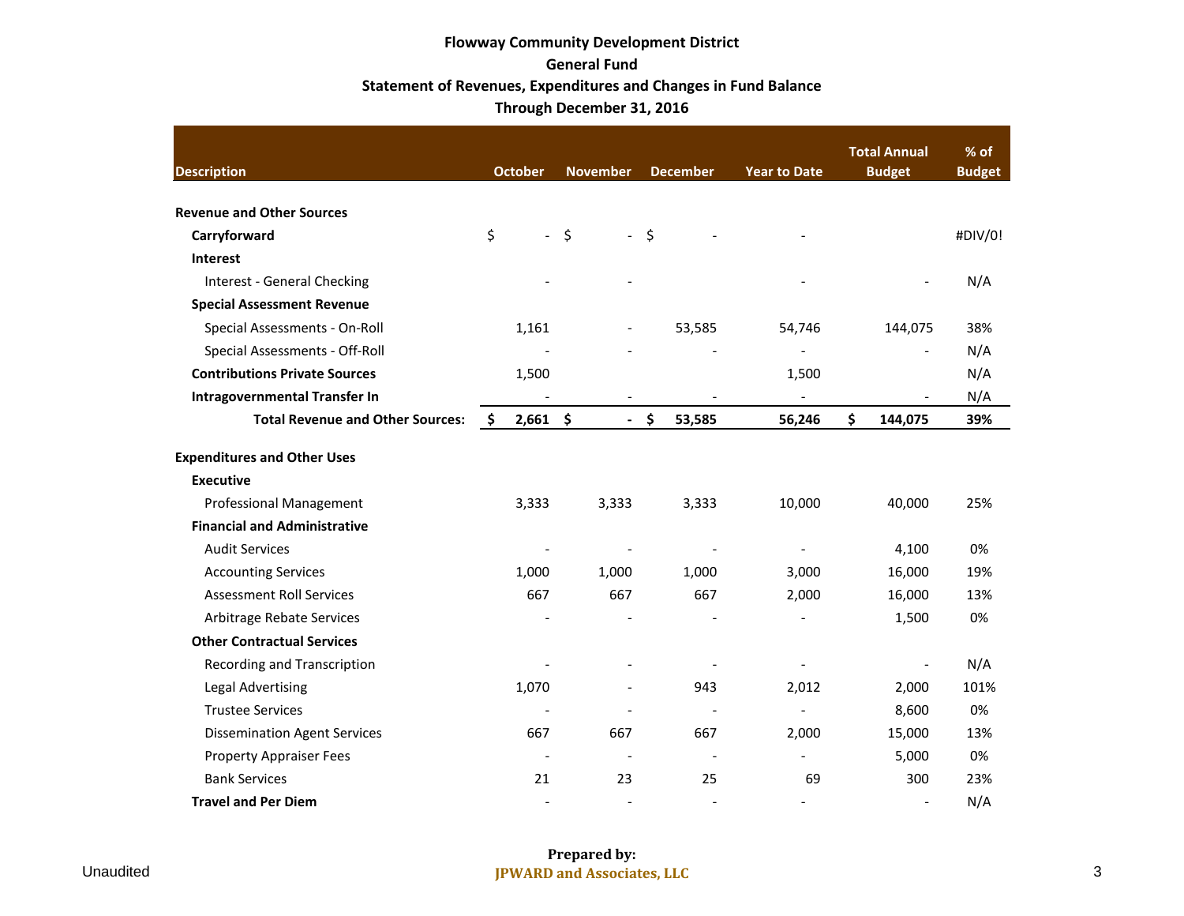**Flowway Community Development District**

**General Fund**

**Statement of Revenues, Expenditures and Changes in Fund Balance**

**Through December 31, 2016**

| Description | October | November | December | Year to Date | Total Annual Budget | % of Budget |
|---|---|---|---|---|---|---|
| **Revenue and Other Sources** | | | | | | |
| **Carryforward** | $ - | $ - | $ - | - | | #DIV/0! |
| **Interest** | | | | | | |
| Interest - General Checking | - | - | | - | - | N/A |
| **Special Assessment Revenue** | | | | | | |
| Special Assessments - On-Roll | 1,161 | - | 53,585 | 54,746 | 144,075 | 38% |
| Special Assessments - Off-Roll | - | - | - | - | - | N/A |
| **Contributions Private Sources** | 1,500 | | | 1,500 | | N/A |
| **Intragovernmental Transfer In** | - | - | - | - | - | N/A |
| **Total Revenue and Other Sources:** | **$ 2,661** | **$ -** | **$ 53,585** | **56,246** | **$ 144,075** | **39%** |
| **Expenditures and Other Uses** | | | | | | |
| **Executive** | | | | | | |
| Professional Management | 3,333 | 3,333 | 3,333 | 10,000 | 40,000 | 25% |
| **Financial and Administrative** | | | | | | |
| Audit Services | - | - | - | - | 4,100 | 0% |
| Accounting Services | 1,000 | 1,000 | 1,000 | 3,000 | 16,000 | 19% |
| Assessment Roll Services | 667 | 667 | 667 | 2,000 | 16,000 | 13% |
| Arbitrage Rebate Services | - | - | - | - | 1,500 | 0% |
| **Other Contractual Services** | | | | | | |
| Recording and Transcription | - | - | - | - | - | N/A |
| Legal Advertising | 1,070 | - | 943 | 2,012 | 2,000 | 101% |
| Trustee Services | - | - | - | - | 8,600 | 0% |
| Dissemination Agent Services | 667 | 667 | 667 | 2,000 | 15,000 | 13% |
| Property Appraiser Fees | - | - | - | - | 5,000 | 0% |
| Bank Services | 21 | 23 | 25 | 69 | 300 | 23% |
| **Travel and Per Diem** | - | - | - | - | - | N/A |

Unaudited

**Prepared by:**
**JPWARD and Associates, LLC**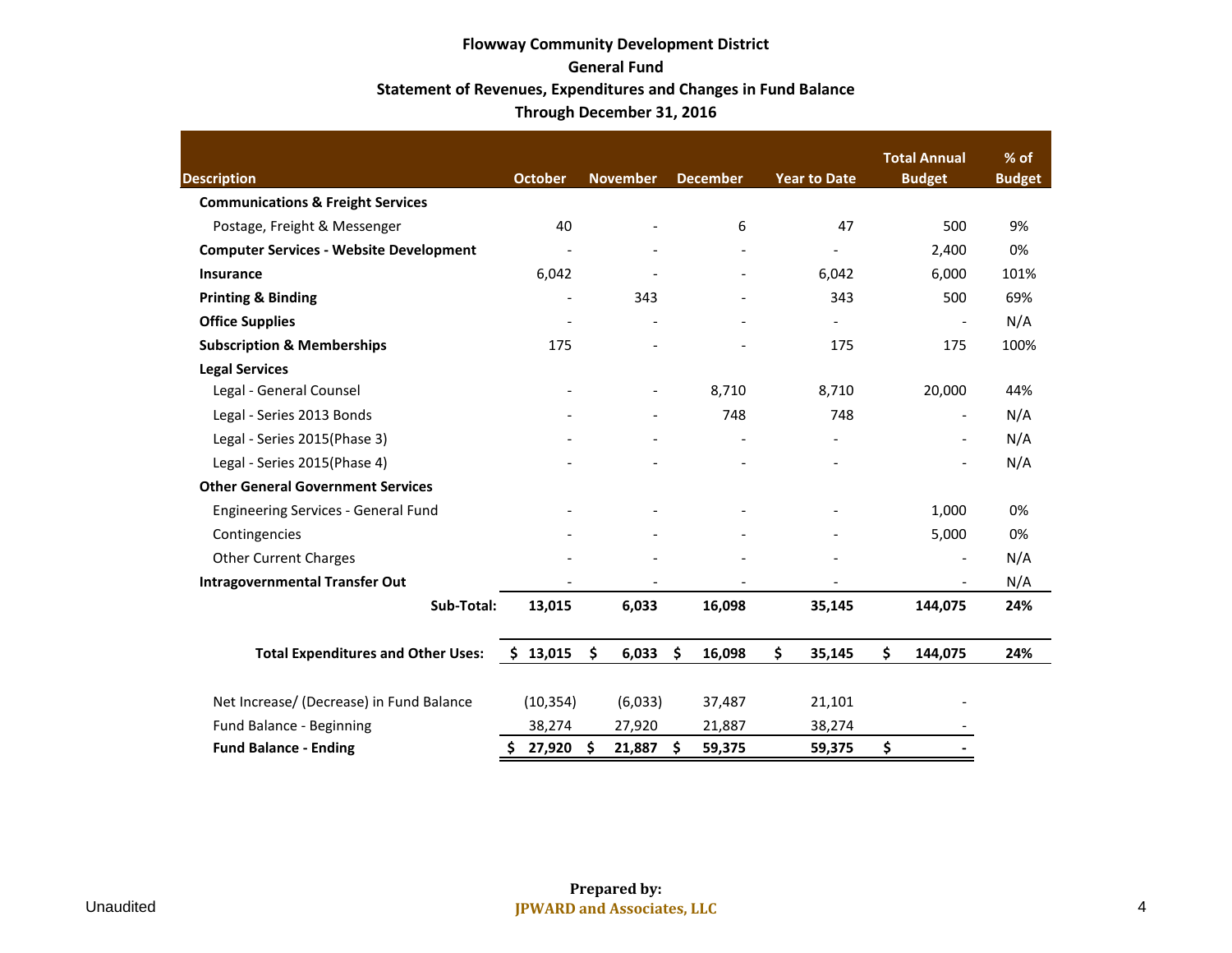**Flowway Community Development District**
**General Fund**
**Statement of Revenues, Expenditures and Changes in Fund Balance**
**Through December 31, 2016**

| Description | October | November | December | Year to Date | Total Annual Budget | % of Budget |
|---|---|---|---|---|---|---|
| **Communications & Freight Services** | | | | | | |
| Postage, Freight & Messenger | 40 | - | 6 | 47 | 500 | 9% |
| **Computer Services - Website Development** | - | - | - | - | 2,400 | 0% |
| **Insurance** | 6,042 | - | - | 6,042 | 6,000 | 101% |
| **Printing & Binding** | - | 343 | - | 343 | 500 | 69% |
| **Office Supplies** | - | - | - | - | - | N/A |
| **Subscription & Memberships** | 175 | - | - | 175 | 175 | 100% |
| **Legal Services** | | | | | | |
| Legal - General Counsel | - | - | 8,710 | 8,710 | 20,000 | 44% |
| Legal - Series 2013 Bonds | - | - | 748 | 748 | - | N/A |
| Legal - Series 2015(Phase 3) | - | - | - | - | - | N/A |
| Legal - Series 2015(Phase 4) | - | - | - | - | - | N/A |
| **Other General Government Services** | | | | | | |
| Engineering Services - General Fund | - | - | - | - | 1,000 | 0% |
| Contingencies | - | - | - | - | 5,000 | 0% |
| Other Current Charges | - | - | - | - | - | N/A |
| **Intragovernmental Transfer Out** | - | - | - | - | - | N/A |
| **Sub-Total:** | **13,015** | **6,033** | **16,098** | **35,145** | **144,075** | **24%** |
| **Total Expenditures and Other Uses:** | **$ 13,015** | **$ 6,033** | **$ 16,098** | **$ 35,145** | **$ 144,075** | **24%** |
| Net Increase/ (Decrease) in Fund Balance | (10,354) | (6,033) | 37,487 | 21,101 | - | |
| Fund Balance - Beginning | 38,274 | 27,920 | 21,887 | 38,274 | - | |
| **Fund Balance - Ending** | **$ 27,920** | **$ 21,887** | **$ 59,375** | **59,375** | **$ -** | |

Unaudited

**Prepared by:**
**JPWARD and Associates, LLC**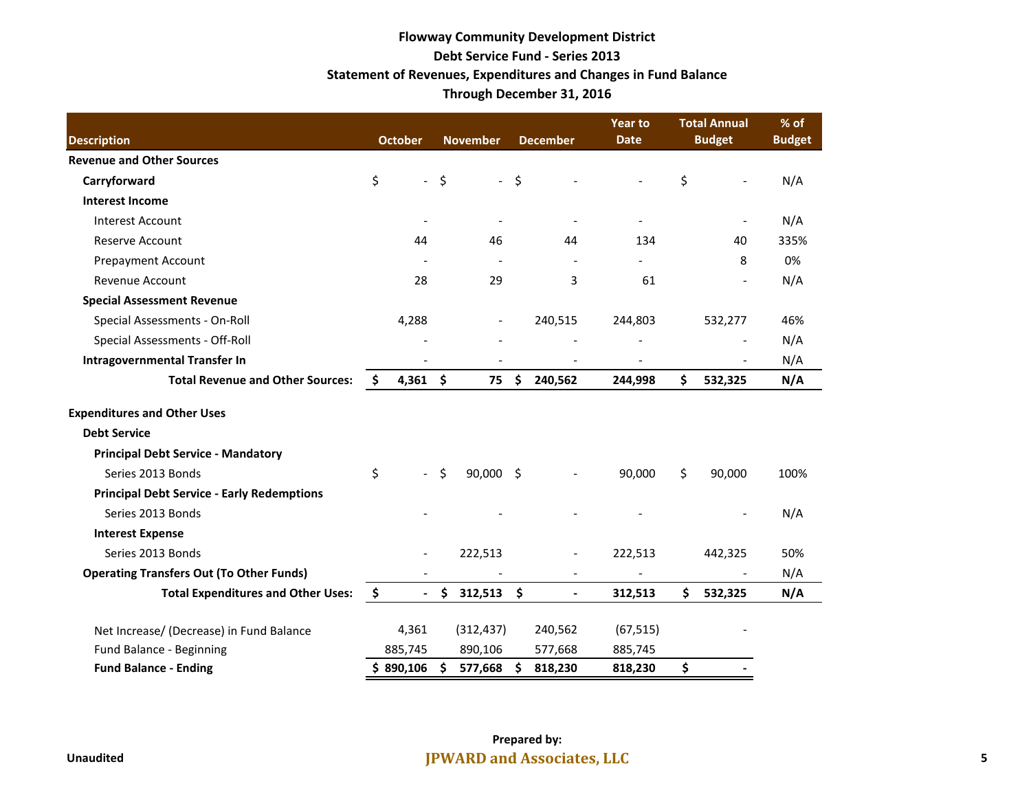**Flowway Community Development District**
**Debt Service Fund - Series 2013**
**Statement of Revenues, Expenditures and Changes in Fund Balance**
**Through December 31, 2016**

| Description | October | November | December | Year to Date | Total Annual Budget | % of Budget |
|---|---|---|---|---|---|---|
| **Revenue and Other Sources** | | | | | | |
| **Carryforward** | $ - | $ - | $ - | - | $ - | N/A |
| **Interest Income** | | | | | | |
| Interest Account | - | - | - | - | - | N/A |
| Reserve Account | 44 | 46 | 44 | 134 | 40 | 335% |
| Prepayment Account | - | - | - | - | 8 | 0% |
| Revenue Account | 28 | 29 | 3 | 61 | - | N/A |
| **Special Assessment Revenue** | | | | | | |
| Special Assessments - On-Roll | 4,288 | - | 240,515 | 244,803 | 532,277 | 46% |
| Special Assessments - Off-Roll | - | - | - | - | - | N/A |
| **Intragovernmental Transfer In** | - | - | - | - | - | N/A |
| **Total Revenue and Other Sources:** | **$ 4,361** | **$ 75** | **$ 240,562** | **244,998** | **$ 532,325** | **N/A** |
| | | | | | | |
| **Expenditures and Other Uses** | | | | | | |
| **Debt Service** | | | | | | |
| **Principal Debt Service - Mandatory** | | | | | | |
| Series 2013 Bonds | $ - | $ 90,000 | $ - | 90,000 | $ 90,000 | 100% |
| **Principal Debt Service - Early Redemptions** | | | | | | |
| Series 2013 Bonds | - | - | - | - | - | N/A |
| **Interest Expense** | | | | | | |
| Series 2013 Bonds | - | 222,513 | - | 222,513 | 442,325 | 50% |
| **Operating Transfers Out (To Other Funds)** | - | - | - | - | - | N/A |
| **Total Expenditures and Other Uses:** | **$ -** | **$ 312,513** | **$ -** | **312,513** | **$ 532,325** | **N/A** |
| | | | | | | |
| Net Increase/ (Decrease) in Fund Balance | 4,361 | (312,437) | 240,562 | (67,515) | - | |
| Fund Balance - Beginning | 885,745 | 890,106 | 577,668 | 885,745 | | |
| **Fund Balance - Ending** | **$ 890,106** | **$ 577,668** | **$ 818,230** | **818,230** | **$ -** | |

Unaudited

Prepared by:
**JPWARD and Associates, LLC**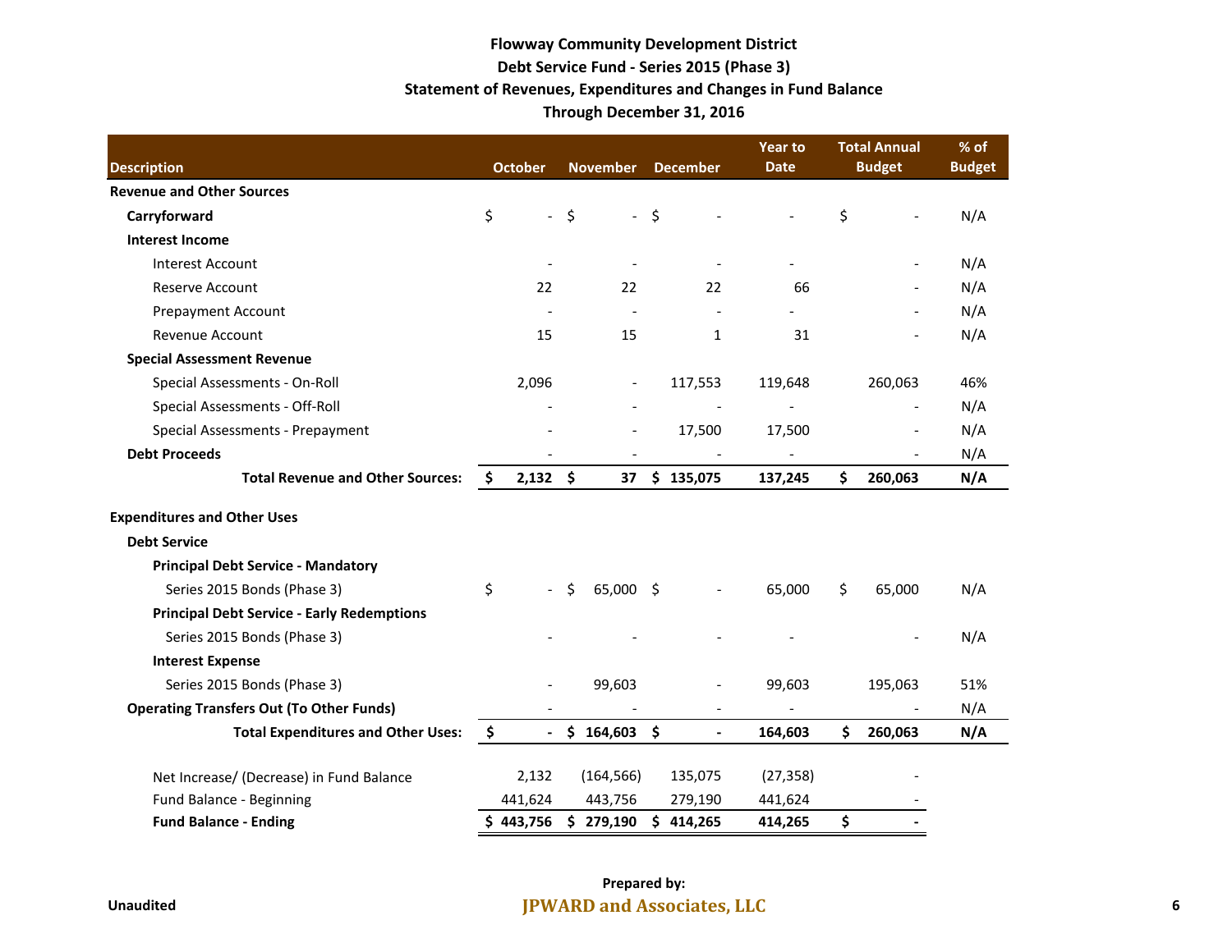**Flowway Community Development District**

**Debt Service Fund - Series 2015 (Phase 3)**

**Statement of Revenues, Expenditures and Changes in Fund Balance**

**Through December 31, 2016**

| Description | October | November | December | Year to Date | Total Annual Budget | % of Budget |
|---|---|---|---|---|---|---|
| **Revenue and Other Sources** | | | | | | |
| **Carryforward** | $ - | $ - | $ - | - | $ - | N/A |
| **Interest Income** | | | | | | |
| Interest Account | - | - | - | - | - | N/A |
| Reserve Account | 22 | 22 | 22 | 66 | - | N/A |
| Prepayment Account | - | - | - | - | - | N/A |
| Revenue Account | 15 | 15 | 1 | 31 | - | N/A |
| **Special Assessment Revenue** | | | | | | |
| Special Assessments - On-Roll | 2,096 | - | 117,553 | 119,648 | 260,063 | 46% |
| Special Assessments - Off-Roll | - | - | - | - | - | N/A |
| Special Assessments - Prepayment | - | - | 17,500 | 17,500 | - | N/A |
| **Debt Proceeds** | - | - | - | - | - | N/A |
| **Total Revenue and Other Sources:** | **$ 2,132** | **$ 37** | **$ 135,075** | **137,245** | **$ 260,063** | **N/A** |
| | | | | | | |
| **Expenditures and Other Uses** | | | | | | |
| **Debt Service** | | | | | | |
| **Principal Debt Service - Mandatory** | | | | | | |
| Series 2015 Bonds (Phase 3) | $ - | $ 65,000 | $ - | 65,000 | $ 65,000 | N/A |
| **Principal Debt Service - Early Redemptions** | | | | | | |
| Series 2015 Bonds (Phase 3) | - | - | - | - | - | N/A |
| **Interest Expense** | | | | | | |
| Series 2015 Bonds (Phase 3) | - | 99,603 | - | 99,603 | 195,063 | 51% |
| **Operating Transfers Out (To Other Funds)** | - | - | - | - | - | N/A |
| **Total Expenditures and Other Uses:** | **$ -** | **$ 164,603** | **$ -** | **164,603** | **$ 260,063** | **N/A** |
| | | | | | | |
| Net Increase/ (Decrease) in Fund Balance | 2,132 | (164,566) | 135,075 | (27,358) | - | |
| Fund Balance - Beginning | 441,624 | 443,756 | 279,190 | 441,624 | - | |
| **Fund Balance - Ending** | **$ 443,756** | **$ 279,190** | **$ 414,265** | **414,265** | **$ -** | |

Unaudited

Prepared by:

**JPWARD and Associates, LLC**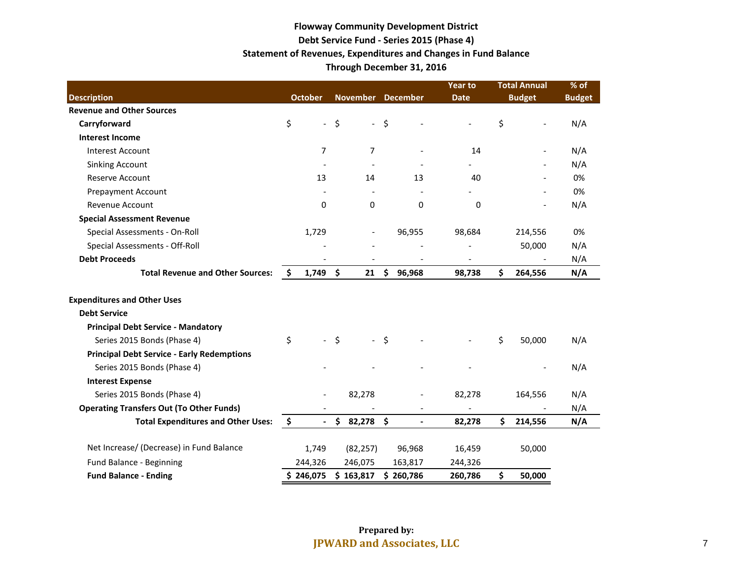# Flowway Community Development District
## Debt Service Fund - Series 2015 (Phase 4)
## Statement of Revenues, Expenditures and Changes in Fund Balance
## Through December 31, 2016

| Description | October | November | December | Year to Date | Total Annual Budget | % of Budget |
|---|---|---|---|---|---|---|
| **Revenue and Other Sources** | | | | | | |
| **Carryforward** | $ - | $ - | $ - | - | $ - | N/A |
| **Interest Income** | | | | | | |
| Interest Account | 7 | 7 | - | 14 | - | N/A |
| Sinking Account | - | - | - | - | - | N/A |
| Reserve Account | 13 | 14 | 13 | 40 | - | 0% |
| Prepayment Account | - | - | - | - | - | 0% |
| Revenue Account | 0 | 0 | 0 | 0 | - | N/A |
| **Special Assessment Revenue** | | | | | | |
| Special Assessments - On-Roll | 1,729 | - | 96,955 | 98,684 | 214,556 | 0% |
| Special Assessments - Off-Roll | - | - | - | - | 50,000 | N/A |
| **Debt Proceeds** | - | - | - | - | - | N/A |
| **Total Revenue and Other Sources:** | **$ 1,749** | **$ 21** | **$ 96,968** | **98,738** | **$ 264,556** | **N/A** |
| | | | | | | |
| **Expenditures and Other Uses** | | | | | | |
| **Debt Service** | | | | | | |
| **Principal Debt Service - Mandatory** | | | | | | |
| Series 2015 Bonds (Phase 4) | $ - | $ - | $ - | - | $ 50,000 | N/A |
| **Principal Debt Service - Early Redemptions** | | | | | | |
| Series 2015 Bonds (Phase 4) | - | - | - | - | - | N/A |
| **Interest Expense** | | | | | | |
| Series 2015 Bonds (Phase 4) | - | 82,278 | - | 82,278 | 164,556 | N/A |
| **Operating Transfers Out (To Other Funds)** | - | - | - | - | - | N/A |
| **Total Expenditures and Other Uses:** | **$ -** | **$ 82,278** | **$ -** | **82,278** | **$ 214,556** | **N/A** |
| | | | | | | |
| Net Increase/ (Decrease) in Fund Balance | 1,749 | (82,257) | 96,968 | 16,459 | 50,000 | |
| Fund Balance - Beginning | 244,326 | 246,075 | 163,817 | 244,326 | | |
| **Fund Balance - Ending** | **$ 246,075** | **$ 163,817** | **$ 260,786** | **260,786** | **$ 50,000** | |

**Prepared by:**
**JPWARD and Associates, LLC**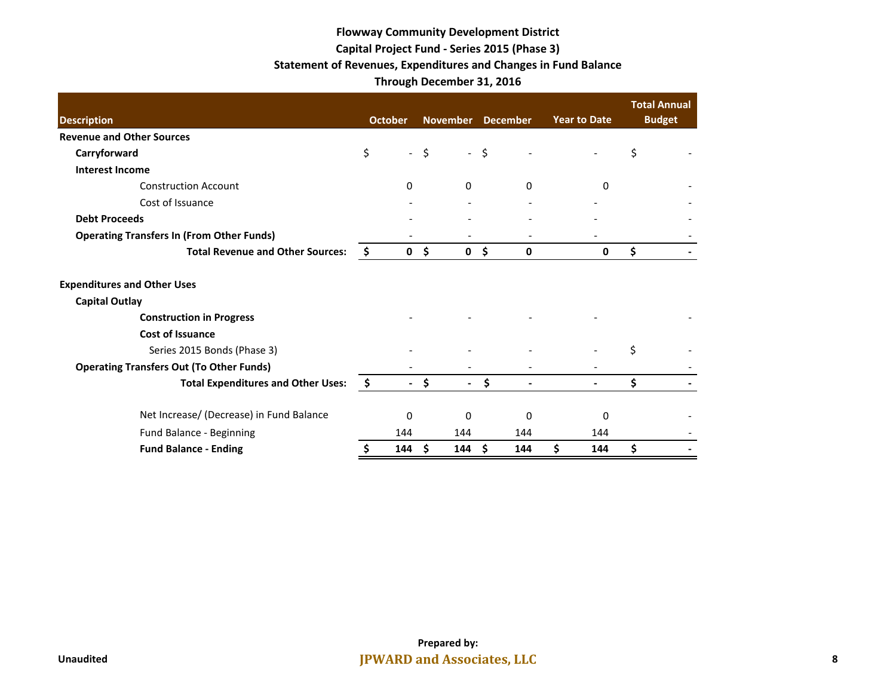# Flowway Community Development District
## Capital Project Fund - Series 2015 (Phase 3)
## Statement of Revenues, Expenditures and Changes in Fund Balance
## Through December 31, 2016

| Description | October | November | December | Year to Date | Total Annual Budget |
|---|---|---|---|---|---|
| **Revenue and Other Sources** | | | | | |
| **Carryforward** | $ - | $ - | $ - | - | $ - |
| **Interest Income** | | | | | |
| Construction Account | 0 | 0 | 0 | 0 | - |
| Cost of Issuance | - | - | - | - | - |
| **Debt Proceeds** | - | - | - | - | - |
| **Operating Transfers In (From Other Funds)** | - | - | - | - | - |
| **Total Revenue and Other Sources:** | **$ 0** | **$ 0** | **$ 0** | **0** | **$ -** |
| | | | | | |
| **Expenditures and Other Uses** | | | | | |
| **Capital Outlay** | | | | | |
| **Construction in Progress** | - | - | - | - | - |
| **Cost of Issuance** | | | | | |
| Series 2015 Bonds (Phase 3) | - | - | - | - | $ - |
| **Operating Transfers Out (To Other Funds)** | - | - | - | - | - |
| **Total Expenditures and Other Uses:** | **$ -** | **$ -** | **$ -** | **-** | **$ -** |
| | | | | | |
| Net Increase/ (Decrease) in Fund Balance | 0 | 0 | 0 | 0 | - |
| Fund Balance - Beginning | 144 | 144 | 144 | 144 | - |
| **Fund Balance - Ending** | **$ 144** | **$ 144** | **$ 144** | **$ 144** | **$ -** |

Unaudited

Prepared by:
**JPWARD and Associates, LLC**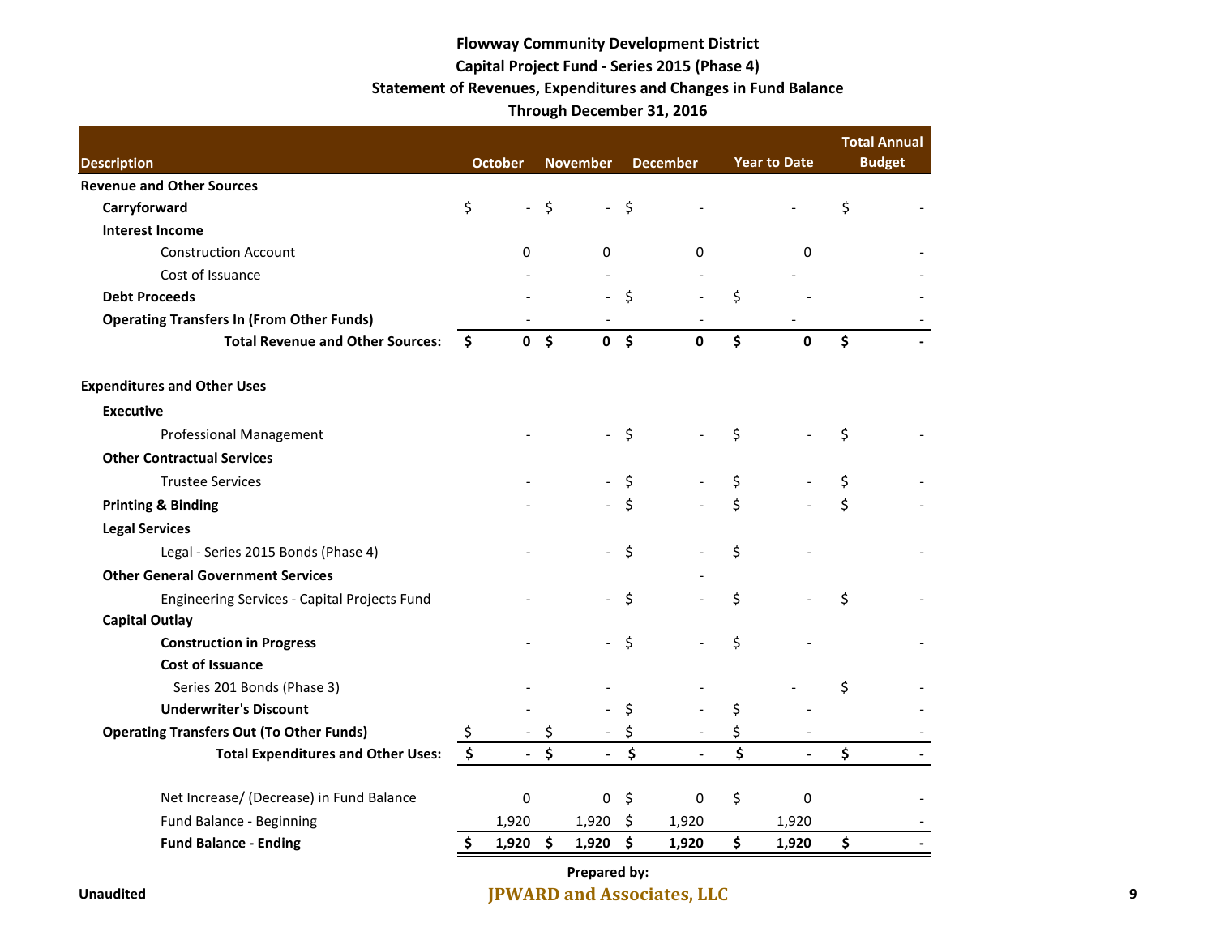**Flowway Community Development District**
**Capital Project Fund - Series 2015 (Phase 4)**
**Statement of Revenues, Expenditures and Changes in Fund Balance**
**Through December 31, 2016**

| Description | October | November | December | Year to Date | Total Annual Budget |
|---|---|---|---|---|---|
| **Revenue and Other Sources** | | | | | |
| **Carryforward** | $ - | $ - | $ - | - | $ - |
| **Interest Income** | | | | | |
| Construction Account | 0 | 0 | 0 | 0 | - |
| Cost of Issuance | - | - | - | - | - |
| **Debt Proceeds** | - | - | $ - | $ - | - |
| **Operating Transfers In (From Other Funds)** | - | - | - | - | - |
| **Total Revenue and Other Sources:** | **$ 0** | **$ 0** | **$ 0** | **$ 0** | **$ -** |
| **Expenditures and Other Uses** | | | | | |
| **Executive** | | | | | |
| Professional Management | - | - | $ - | $ - | $ - |
| **Other Contractual Services** | | | | | |
| Trustee Services | - | - | $ - | $ - | $ - |
| **Printing & Binding** | - | - | $ - | $ - | $ - |
| **Legal Services** | | | | | |
| Legal - Series 2015 Bonds (Phase 4) | - | - | $ - | $ - | - |
| **Other General Government Services** | | | - | | |
| Engineering Services - Capital Projects Fund | - | - | $ - | $ - | $ - |
| **Capital Outlay** | | | | | |
| **Construction in Progress** | - | - | $ - | $ - | - |
| **Cost of Issuance** | | | | | |
| Series 201 Bonds (Phase 3) | - | - | - | - | $ - |
| **Underwriter's Discount** | - | - | $ - | $ - | - |
| **Operating Transfers Out (To Other Funds)** | $ - | $ - | $ - | $ - | - |
| **Total Expenditures and Other Uses:** | **$ -** | **$ -** | **$ -** | **$ -** | **$ -** |
| Net Increase/ (Decrease) in Fund Balance | 0 | 0 | $ 0 | $ 0 | - |
| Fund Balance - Beginning | 1,920 | 1,920 | $ 1,920 | 1,920 | - |
| **Fund Balance - Ending** | **$ 1,920** | **$ 1,920** | **$ 1,920** | **$ 1,920** | **$ -** |

Unaudited

Prepared by:
**JPWARD and Associates, LLC**